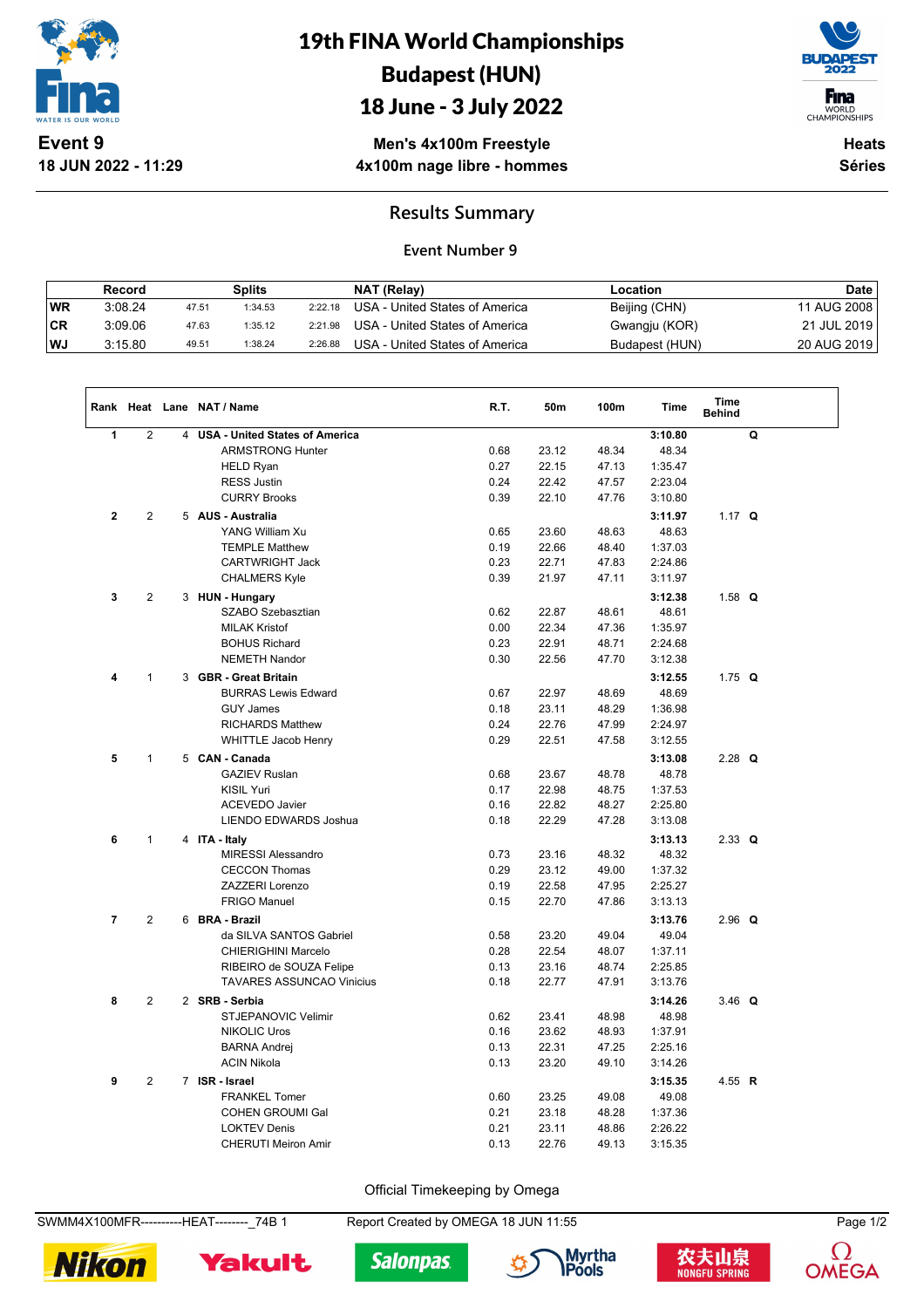# 19th FINA World Championships

## Budapest (HUN)

## 18 June - 3 July 2022

**Event 9**
**18 JUN 2022 - 11:29**

**Men's 4x100m Freestyle**
**4x100m nage libre - hommes**

**Heats**
**Séries**

## Results Summary

### Event Number 9

| | Record | | Splits | | NAT (Relay) | Location | Date |
|---|---|---|---|---|---|---|---|
| WR | 3:08.24 | 47.51 | 1:34.53 | 2:22.18 | USA - United States of America | Beijing (CHN) | 11 AUG 2008 |
| CR | 3:09.06 | 47.63 | 1:35.12 | 2:21.98 | USA - United States of America | Gwangju (KOR) | 21 JUL 2019 |
| WJ | 3:15.80 | 49.51 | 1:38.24 | 2:26.88 | USA - United States of America | Budapest (HUN) | 20 AUG 2019 |

| Rank | Heat | Lane | NAT / Name | R.T. | 50m | 100m | Time | Time Behind | |
|---|---|---|---|---|---|---|---|---|---|
| 1 | 2 | 4 | **USA - United States of America** | | | | **3:10.80** | | **Q** |
| | | | ARMSTRONG Hunter | 0.68 | 23.12 | 48.34 | 48.34 | | |
| | | | HELD Ryan | 0.27 | 22.15 | 47.13 | 1:35.47 | | |
| | | | RESS Justin | 0.24 | 22.42 | 47.57 | 2:23.04 | | |
| | | | CURRY Brooks | 0.39 | 22.10 | 47.76 | 3:10.80 | | |
| 2 | 2 | 5 | **AUS - Australia** | | | | **3:11.97** | 1.17 | **Q** |
| | | | YANG William Xu | 0.65 | 23.60 | 48.63 | 48.63 | | |
| | | | TEMPLE Matthew | 0.19 | 22.66 | 48.40 | 1:37.03 | | |
| | | | CARTWRIGHT Jack | 0.23 | 22.71 | 47.83 | 2:24.86 | | |
| | | | CHALMERS Kyle | 0.39 | 21.97 | 47.11 | 3:11.97 | | |
| 3 | 2 | 3 | **HUN - Hungary** | | | | **3:12.38** | 1.58 | **Q** |
| | | | SZABO Szebasztian | 0.62 | 22.87 | 48.61 | 48.61 | | |
| | | | MILAK Kristof | 0.00 | 22.34 | 47.36 | 1:35.97 | | |
| | | | BOHUS Richard | 0.23 | 22.91 | 48.71 | 2:24.68 | | |
| | | | NEMETH Nandor | 0.30 | 22.56 | 47.70 | 3:12.38 | | |
| 4 | 1 | 3 | **GBR - Great Britain** | | | | **3:12.55** | 1.75 | **Q** |
| | | | BURRAS Lewis Edward | 0.67 | 22.97 | 48.69 | 48.69 | | |
| | | | GUY James | 0.18 | 23.11 | 48.29 | 1:36.98 | | |
| | | | RICHARDS Matthew | 0.24 | 22.76 | 47.99 | 2:24.97 | | |
| | | | WHITTLE Jacob Henry | 0.29 | 22.51 | 47.58 | 3:12.55 | | |
| 5 | 1 | 5 | **CAN - Canada** | | | | **3:13.08** | 2.28 | **Q** |
| | | | GAZIEV Ruslan | 0.68 | 23.67 | 48.78 | 48.78 | | |
| | | | KISIL Yuri | 0.17 | 22.98 | 48.75 | 1:37.53 | | |
| | | | ACEVEDO Javier | 0.16 | 22.82 | 48.27 | 2:25.80 | | |
| | | | LIENDO EDWARDS Joshua | 0.18 | 22.29 | 47.28 | 3:13.08 | | |
| 6 | 1 | 4 | **ITA - Italy** | | | | **3:13.13** | 2.33 | **Q** |
| | | | MIRESSI Alessandro | 0.73 | 23.16 | 48.32 | 48.32 | | |
| | | | CECCON Thomas | 0.29 | 23.12 | 49.00 | 1:37.32 | | |
| | | | ZAZZERI Lorenzo | 0.19 | 22.58 | 47.95 | 2:25.27 | | |
| | | | FRIGO Manuel | 0.15 | 22.70 | 47.86 | 3:13.13 | | |
| 7 | 2 | 6 | **BRA - Brazil** | | | | **3:13.76** | 2.96 | **Q** |
| | | | da SILVA SANTOS Gabriel | 0.58 | 23.20 | 49.04 | 49.04 | | |
| | | | CHIERIGHINI Marcelo | 0.28 | 22.54 | 48.07 | 1:37.11 | | |
| | | | RIBEIRO de SOUZA Felipe | 0.13 | 23.16 | 48.74 | 2:25.85 | | |
| | | | TAVARES ASSUNCAO Vinicius | 0.18 | 22.77 | 47.91 | 3:13.76 | | |
| 8 | 2 | 2 | **SRB - Serbia** | | | | **3:14.26** | 3.46 | **Q** |
| | | | STJEPANOVIC Velimir | 0.62 | 23.41 | 48.98 | 48.98 | | |
| | | | NIKOLIC Uros | 0.16 | 23.62 | 48.93 | 1:37.91 | | |
| | | | BARNA Andrej | 0.13 | 22.31 | 47.25 | 2:25.16 | | |
| | | | ACIN Nikola | 0.13 | 23.20 | 49.10 | 3:14.26 | | |
| 9 | 2 | 7 | **ISR - Israel** | | | | **3:15.35** | 4.55 | **R** |
| | | | FRANKEL Tomer | 0.60 | 23.25 | 49.08 | 49.08 | | |
| | | | COHEN GROUMI Gal | 0.21 | 23.18 | 48.28 | 1:37.36 | | |
| | | | LOKTEV Denis | 0.21 | 23.11 | 48.86 | 2:26.22 | | |
| | | | CHERUTI Meiron Amir | 0.13 | 22.76 | 49.13 | 3:15.35 | | |

Official Timekeeping by Omega

SWMM4X100MFR----------HEAT--------_74B 1 Report Created by OMEGA 18 JUN 11:55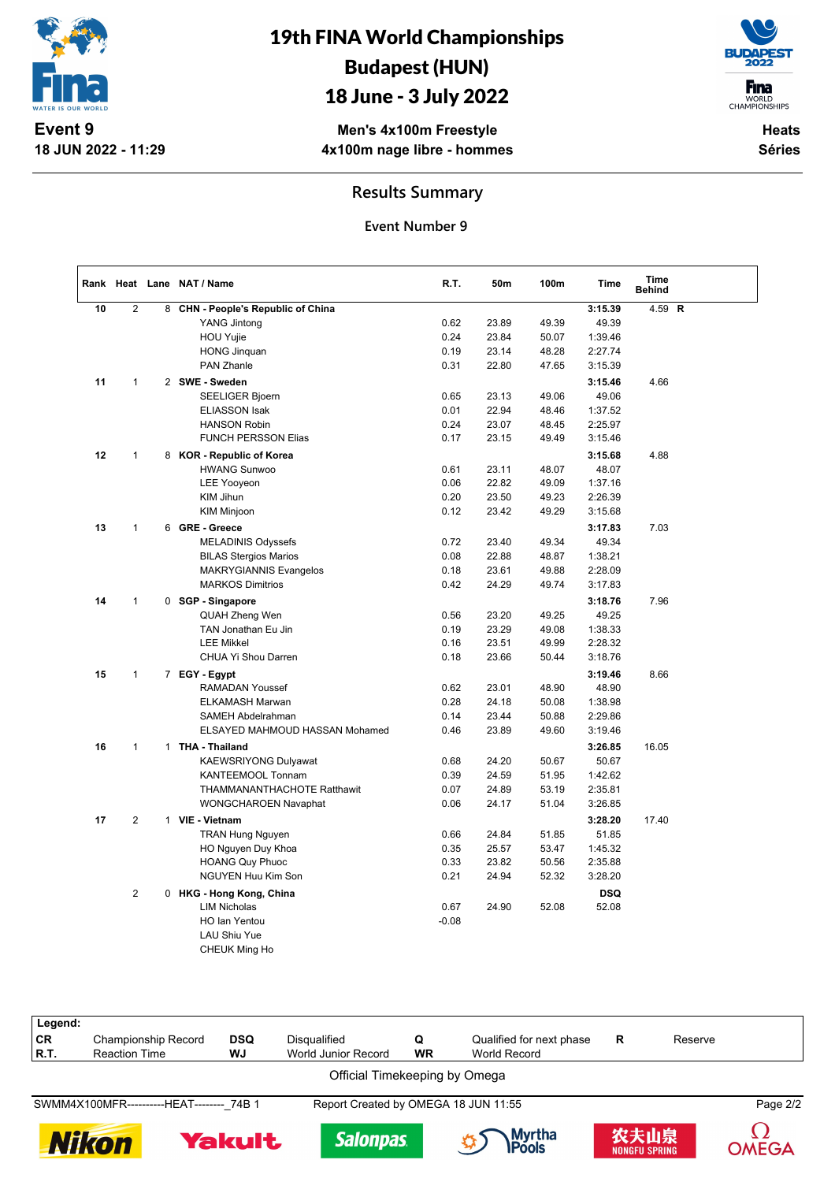# 19th FINA World Championships
# Budapest (HUN)
# 18 June - 3 July 2022

**Event 9**
**18 JUN 2022 - 11:29**

**Men's 4x100m Freestyle**
**4x100m nage libre - hommes**

**Heats**
**Séries**

## Results Summary

### Event Number 9

| Rank | Heat | Lane | NAT / Name | R.T. | 50m | 100m | Time | Time Behind | |
|---|---|---|---|---|---|---|---|---|---|
| **10** | 2 | 8 | **CHN - People's Republic of China** | | | | **3:15.39** | 4.59 | **R** |
| | | | YANG Jintong | 0.62 | 23.89 | 49.39 | 49.39 | | |
| | | | HOU Yujie | 0.24 | 23.84 | 50.07 | 1:39.46 | | |
| | | | HONG Jinquan | 0.19 | 23.14 | 48.28 | 2:27.74 | | |
| | | | PAN Zhanle | 0.31 | 22.80 | 47.65 | 3:15.39 | | |
| **11** | 1 | 2 | **SWE - Sweden** | | | | **3:15.46** | 4.66 | |
| | | | SEELIGER Bjoern | 0.65 | 23.13 | 49.06 | 49.06 | | |
| | | | ELIASSON Isak | 0.01 | 22.94 | 48.46 | 1:37.52 | | |
| | | | HANSON Robin | 0.24 | 23.07 | 48.45 | 2:25.97 | | |
| | | | FUNCH PERSSON Elias | 0.17 | 23.15 | 49.49 | 3:15.46 | | |
| **12** | 1 | 8 | **KOR - Republic of Korea** | | | | **3:15.68** | 4.88 | |
| | | | HWANG Sunwoo | 0.61 | 23.11 | 48.07 | 48.07 | | |
| | | | LEE Yooyeon | 0.06 | 22.82 | 49.09 | 1:37.16 | | |
| | | | KIM Jihun | 0.20 | 23.50 | 49.23 | 2:26.39 | | |
| | | | KIM Minjoon | 0.12 | 23.42 | 49.29 | 3:15.68 | | |
| **13** | 1 | 6 | **GRE - Greece** | | | | **3:17.83** | 7.03 | |
| | | | MELADINIS Odyssefs | 0.72 | 23.40 | 49.34 | 49.34 | | |
| | | | BILAS Stergios Marios | 0.08 | 22.88 | 48.87 | 1:38.21 | | |
| | | | MAKRYGIANNIS Evangelos | 0.18 | 23.61 | 49.88 | 2:28.09 | | |
| | | | MARKOS Dimitrios | 0.42 | 24.29 | 49.74 | 3:17.83 | | |
| **14** | 1 | 0 | **SGP - Singapore** | | | | **3:18.76** | 7.96 | |
| | | | QUAH Zheng Wen | 0.56 | 23.20 | 49.25 | 49.25 | | |
| | | | TAN Jonathan Eu Jin | 0.19 | 23.29 | 49.08 | 1:38.33 | | |
| | | | LEE Mikkel | 0.16 | 23.51 | 49.99 | 2:28.32 | | |
| | | | CHUA Yi Shou Darren | 0.18 | 23.66 | 50.44 | 3:18.76 | | |
| **15** | 1 | 7 | **EGY - Egypt** | | | | **3:19.46** | 8.66 | |
| | | | RAMADAN Youssef | 0.62 | 23.01 | 48.90 | 48.90 | | |
| | | | ELKAMASH Marwan | 0.28 | 24.18 | 50.08 | 1:38.98 | | |
| | | | SAMEH Abdelrahman | 0.14 | 23.44 | 50.88 | 2:29.86 | | |
| | | | ELSAYED MAHMOUD HASSAN Mohamed | 0.46 | 23.89 | 49.60 | 3:19.46 | | |
| **16** | 1 | 1 | **THA - Thailand** | | | | **3:26.85** | 16.05 | |
| | | | KAEWSRIYONG Dulyawat | 0.68 | 24.20 | 50.67 | 50.67 | | |
| | | | KANTEEMOOL Tonnam | 0.39 | 24.59 | 51.95 | 1:42.62 | | |
| | | | THAMMANANTHACHOTE Ratthawit | 0.07 | 24.89 | 53.19 | 2:35.81 | | |
| | | | WONGCHAROEN Navaphat | 0.06 | 24.17 | 51.04 | 3:26.85 | | |
| **17** | 2 | 1 | **VIE - Vietnam** | | | | **3:28.20** | 17.40 | |
| | | | TRAN Hung Nguyen | 0.66 | 24.84 | 51.85 | 51.85 | | |
| | | | HO Nguyen Duy Khoa | 0.35 | 25.57 | 53.47 | 1:45.32 | | |
| | | | HOANG Quy Phuoc | 0.33 | 23.82 | 50.56 | 2:35.88 | | |
| | | | NGUYEN Huu Kim Son | 0.21 | 24.94 | 52.32 | 3:28.20 | | |
| | 2 | 0 | **HKG - Hong Kong, China** | | | | **DSQ** | | |
| | | | LIM Nicholas | 0.67 | 24.90 | 52.08 | 52.08 | | |
| | | | HO Ian Yentou | -0.08 | | | | | |
| | | | LAU Shiu Yue | | | | | | |
| | | | CHEUK Ming Ho | | | | | | |

**Legend:**

| | | | | | | | |
|---|---|---|---|---|---|---|---|
| **CR** | Championship Record | **DSQ** | Disqualified | **Q** | Qualified for next phase | **R** | Reserve |
| **R.T.** | Reaction Time | **WJ** | World Junior Record | **WR** | World Record | | |

Official Timekeeping by Omega

SWMM4X100MFR----------HEAT--------_74B 1 Report Created by OMEGA 18 JUN 11:55